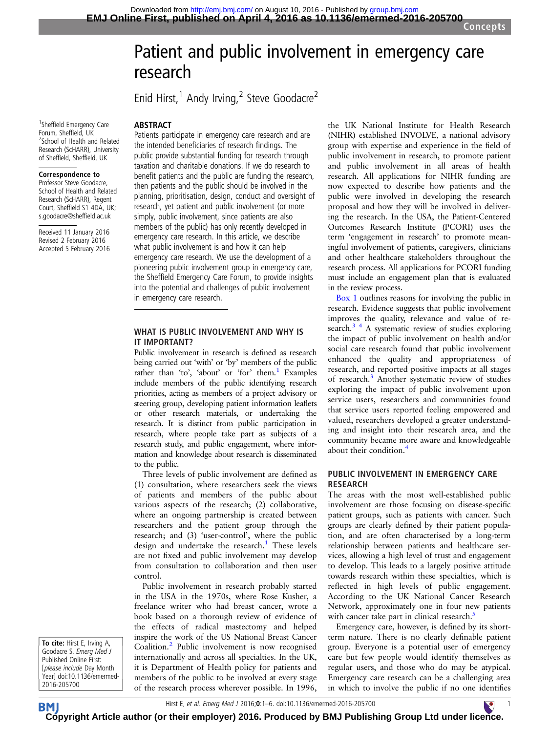# Patient and public involvement in emergency care research

Enid Hirst,[1] Andy Irving,[2] Steve Goodacre[2]

[1]Sheffield Emergency Care Forum, Sheffield, UK
[2]School of Health and Related Research (ScHARR), University of Sheffield, Sheffield, UK

**Correspondence to**
Professor Steve Goodacre, School of Health and Related Research (ScHARR), Regent Court, Sheffield S1 4DA, UK; s.goodacre@sheffield.ac.uk

Received 11 January 2016
Revised 2 February 2016
Accepted 5 February 2016

## ABSTRACT

Patients participate in emergency care research and are the intended beneficiaries of research findings. The public provide substantial funding for research through taxation and charitable donations. If we do research to benefit patients and the public are funding the research, then patients and the public should be involved in the planning, prioritisation, design, conduct and oversight of research, yet patient and public involvement (or more simply, public involvement, since patients are also members of the public) has only recently developed in emergency care research. In this article, we describe what public involvement is and how it can help emergency care research. We use the development of a pioneering public involvement group in emergency care, the Sheffield Emergency Care Forum, to provide insights into the potential and challenges of public involvement in emergency care research.

## WHAT IS PUBLIC INVOLVEMENT AND WHY IS IT IMPORTANT?

Public involvement in research is defined as research being carried out 'with' or 'by' members of the public rather than 'to', 'about' or 'for' them.[1] Examples include members of the public identifying research priorities, acting as members of a project advisory or steering group, developing patient information leaflets or other research materials, or undertaking the research. It is distinct from public participation in research, where people take part as subjects of a research study, and public engagement, where information and knowledge about research is disseminated to the public.

Three levels of public involvement are defined as (1) consultation, where researchers seek the views of patients and members of the public about various aspects of the research; (2) collaborative, where an ongoing partnership is created between researchers and the patient group through the research; and (3) 'user-control', where the public design and undertake the research.[1] These levels are not fixed and public involvement may develop from consultation to collaboration and then user control.

Public involvement in research probably started in the USA in the 1970s, where Rose Kusher, a freelance writer who had breast cancer, wrote a book based on a thorough review of evidence of the effects of radical mastectomy and helped inspire the work of the US National Breast Cancer Coalition.[2] Public involvement is now recognised internationally and across all specialties. In the UK, it is Department of Health policy for patients and members of the public to be involved at every stage of the research process wherever possible. In 1996, the UK National Institute for Health Research (NIHR) established INVOLVE, a national advisory group with expertise and experience in the field of public involvement in research, to promote patient and public involvement in all areas of health research. All applications for NIHR funding are now expected to describe how patients and the public were involved in developing the research proposal and how they will be involved in delivering the research. In the USA, the Patient-Centered Outcomes Research Institute (PCORI) uses the term 'engagement in research' to promote meaningful involvement of patients, caregivers, clinicians and other healthcare stakeholders throughout the research process. All applications for PCORI funding must include an engagement plan that is evaluated in the review process.

Box 1 outlines reasons for involving the public in research. Evidence suggests that public involvement improves the quality, relevance and value of research.[3 4] A systematic review of studies exploring the impact of public involvement on health and/or social care research found that public involvement enhanced the quality and appropriateness of research, and reported positive impacts at all stages of research.[3] Another systematic review of studies exploring the impact of public involvement upon service users, researchers and communities found that service users reported feeling empowered and valued, researchers developed a greater understanding and insight into their research area, and the community became more aware and knowledgeable about their condition.[4]

## PUBLIC INVOLVEMENT IN EMERGENCY CARE RESEARCH

The areas with the most well-established public involvement are those focusing on disease-specific patient groups, such as patients with cancer. Such groups are clearly defined by their patient population, and are often characterised by a long-term relationship between patients and healthcare services, allowing a high level of trust and engagement to develop. This leads to a largely positive attitude towards research within these specialties, which is reflected in high levels of public engagement. According to the UK National Cancer Research Network, approximately one in four new patients with cancer take part in clinical research.[5]

Emergency care, however, is defined by its short-term nature. There is no clearly definable patient group. Everyone is a potential user of emergency care but few people would identify themselves as regular users, and those who do may be atypical. Emergency care research can be a challenging area in which to involve the public if no one identifies

**To cite:** Hirst E, Irving A, Goodacre S. *Emerg Med J* Published Online First: [*please include* Day Month Year] doi:10.1136/emermed-2016-205700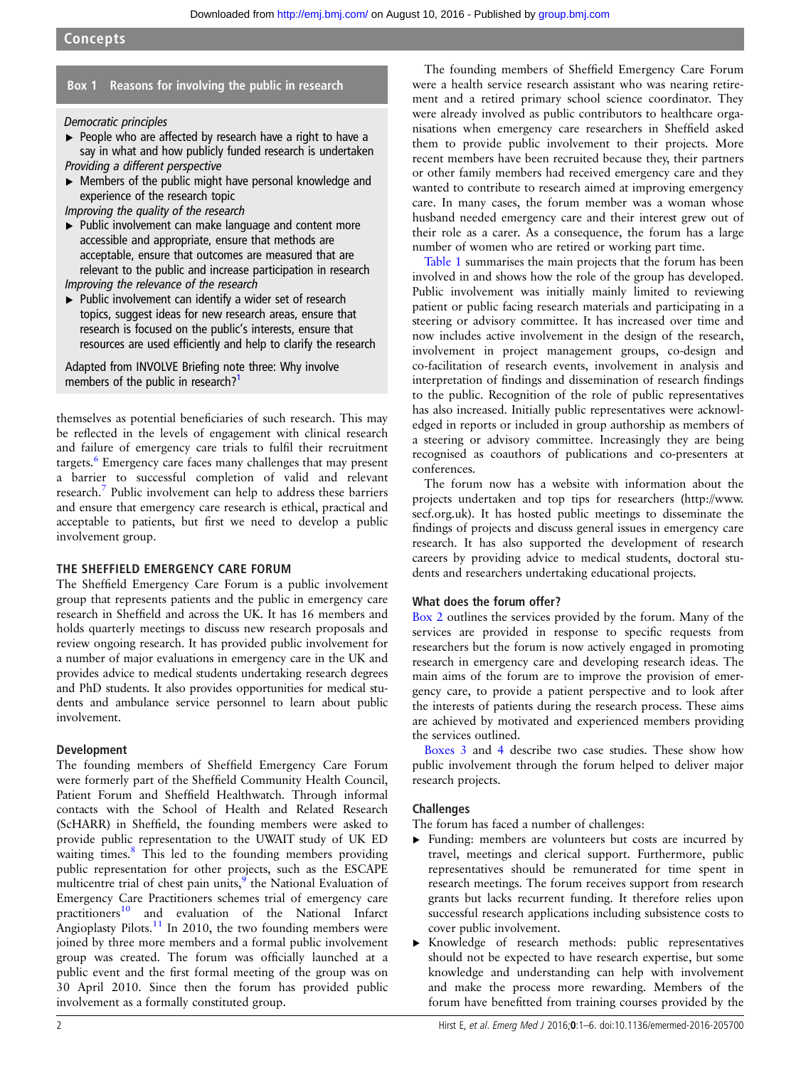### Box 1 Reasons for involving the public in research

*Democratic principles*

- People who are affected by research have a right to have a say in what and how publicly funded research is undertaken

*Providing a different perspective*

- Members of the public might have personal knowledge and experience of the research topic

*Improving the quality of the research*

- Public involvement can make language and content more accessible and appropriate, ensure that methods are acceptable, ensure that outcomes are measured that are relevant to the public and increase participation in research

*Improving the relevance of the research*

- Public involvement can identify a wider set of research topics, suggest ideas for new research areas, ensure that research is focused on the public's interests, ensure that resources are used efficiently and help to clarify the research

Adapted from INVOLVE Briefing note three: Why involve members of the public in research?[1]

themselves as potential beneficiaries of such research. This may be reflected in the levels of engagement with clinical research and failure of emergency care trials to fulfil their recruitment targets.[6] Emergency care faces many challenges that may present a barrier to successful completion of valid and relevant research.[7] Public involvement can help to address these barriers and ensure that emergency care research is ethical, practical and acceptable to patients, but first we need to develop a public involvement group.

## THE SHEFFIELD EMERGENCY CARE FORUM

The Sheffield Emergency Care Forum is a public involvement group that represents patients and the public in emergency care research in Sheffield and across the UK. It has 16 members and holds quarterly meetings to discuss new research proposals and review ongoing research. It has provided public involvement for a number of major evaluations in emergency care in the UK and provides advice to medical students undertaking research degrees and PhD students. It also provides opportunities for medical students and ambulance service personnel to learn about public involvement.

### Development

The founding members of Sheffield Emergency Care Forum were formerly part of the Sheffield Community Health Council, Patient Forum and Sheffield Healthwatch. Through informal contacts with the School of Health and Related Research (ScHARR) in Sheffield, the founding members were asked to provide public representation to the UWAIT study of UK ED waiting times.[8] This led to the founding members providing public representation for other projects, such as the ESCAPE multicentre trial of chest pain units,[9] the National Evaluation of Emergency Care Practitioners schemes trial of emergency care practitioners[10] and evaluation of the National Infarct Angioplasty Pilots.[11] In 2010, the two founding members were joined by three more members and a formal public involvement group was created. The forum was officially launched at a public event and the first formal meeting of the group was on 30 April 2010. Since then the forum has provided public involvement as a formally constituted group.

The founding members of Sheffield Emergency Care Forum were a health service research assistant who was nearing retirement and a retired primary school science coordinator. They were already involved as public contributors to healthcare organisations when emergency care researchers in Sheffield asked them to provide public involvement to their projects. More recent members have been recruited because they, their partners or other family members had received emergency care and they wanted to contribute to research aimed at improving emergency care. In many cases, the forum member was a woman whose husband needed emergency care and their interest grew out of their role as a carer. As a consequence, the forum has a large number of women who are retired or working part time.

Table 1 summarises the main projects that the forum has been involved in and shows how the role of the group has developed. Public involvement was initially mainly limited to reviewing patient or public facing research materials and participating in a steering or advisory committee. It has increased over time and now includes active involvement in the design of the research, involvement in project management groups, co-design and co-facilitation of research events, involvement in analysis and interpretation of findings and dissemination of research findings to the public. Recognition of the role of public representatives has also increased. Initially public representatives were acknowledged in reports or included in group authorship as members of a steering or advisory committee. Increasingly they are being recognised as coauthors of publications and co-presenters at conferences.

The forum now has a website with information about the projects undertaken and top tips for researchers (http://www.secf.org.uk). It has hosted public meetings to disseminate the findings of projects and discuss general issues in emergency care research. It has also supported the development of research careers by providing advice to medical students, doctoral students and researchers undertaking educational projects.

### What does the forum offer?

Box 2 outlines the services provided by the forum. Many of the services are provided in response to specific requests from researchers but the forum is now actively engaged in promoting research in emergency care and developing research ideas. The main aims of the forum are to improve the provision of emergency care, to provide a patient perspective and to look after the interests of patients during the research process. These aims are achieved by motivated and experienced members providing the services outlined.

Boxes 3 and 4 describe two case studies. These show how public involvement through the forum helped to deliver major research projects.

### Challenges

The forum has faced a number of challenges:

- Funding: members are volunteers but costs are incurred by travel, meetings and clerical support. Furthermore, public representatives should be remunerated for time spent in research meetings. The forum receives support from research grants but lacks recurrent funding. It therefore relies upon successful research applications including subsistence costs to cover public involvement.
- Knowledge of research methods: public representatives should not be expected to have research expertise, but some knowledge and understanding can help with involvement and make the process more rewarding. Members of the forum have benefitted from training courses provided by the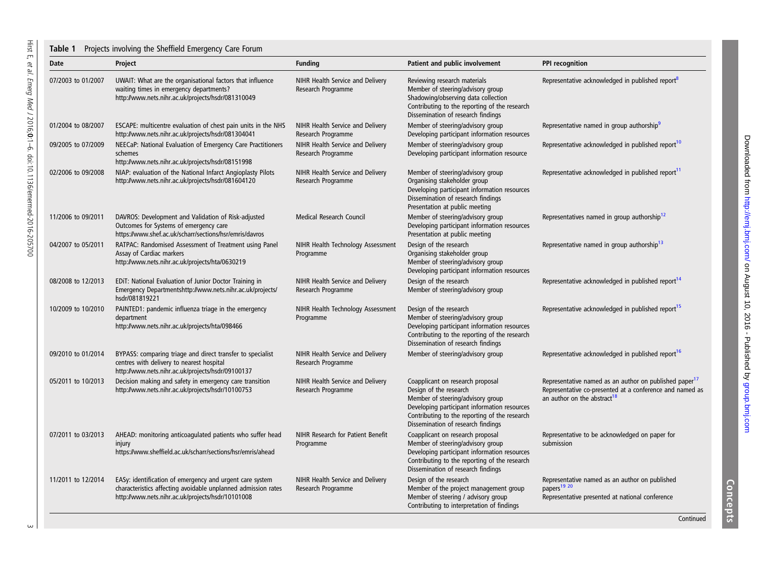**Table 1** Projects involving the Sheffield Emergency Care Forum

| Date | Project | Funding | Patient and public involvement | PPI recognition |
|---|---|---|---|---|
| 07/2003 to 01/2007 | UWAIT: What are the organisational factors that influence waiting times in emergency departments? http://www.nets.nihr.ac.uk/projects/hsdr/081310049 | NIHR Health Service and Delivery Research Programme | Reviewing research materials<br>Member of steering/advisory group<br>Shadowing/observing data collection<br>Contributing to the reporting of the research<br>Dissemination of research findings | Representative acknowledged in published report[8] |
| 01/2004 to 08/2007 | ESCAPE: multicentre evaluation of chest pain units in the NHS http://www.nets.nihr.ac.uk/projects/hsdr/081304041 | NIHR Health Service and Delivery Research Programme | Member of steering/advisory group<br>Developing participant information resources | Representative named in group authorship[9] |
| 09/2005 to 07/2009 | NEECaP: National Evaluation of Emergency Care Practitioners schemes http://www.nets.nihr.ac.uk/projects/hsdr/08151998 | NIHR Health Service and Delivery Research Programme | Member of steering/advisory group<br>Developing participant information resource | Representative acknowledged in published report[10] |
| 02/2006 to 09/2008 | NIAP: evaluation of the National Infarct Angioplasty Pilots http://www.nets.nihr.ac.uk/projects/hsdr/081604120 | NIHR Health Service and Delivery Research Programme | Member of steering/advisory group<br>Organising stakeholder group<br>Developing participant information resources<br>Dissemination of research findings<br>Presentation at public meeting | Representative acknowledged in published report[11] |
| 11/2006 to 09/2011 | DAVROS: Development and Validation of Risk-adjusted Outcomes for Systems of emergency care https://www.shef.ac.uk/scharr/sections/hsr/emris/davros | Medical Research Council | Member of steering/advisory group<br>Developing participant information resources<br>Presentation at public meeting | Representatives named in group authorship[12] |
| 04/2007 to 05/2011 | RATPAC: Randomised Assessment of Treatment using Panel Assay of Cardiac markers http://www.nets.nihr.ac.uk/projects/hta/0630219 | NIHR Health Technology Assessment Programme | Design of the research<br>Organising stakeholder group<br>Member of steering/advisory group<br>Developing participant information resources | Representative named in group authorship[13] |
| 08/2008 to 12/2013 | EDiT: National Evaluation of Junior Doctor Training in Emergency Departmentshttp://www.nets.nihr.ac.uk/projects/hsdr/081819221 | NIHR Health Service and Delivery Research Programme | Design of the research<br>Member of steering/advisory group | Representative acknowledged in published report[14] |
| 10/2009 to 10/2010 | PAINTED1: pandemic influenza triage in the emergency department http://www.nets.nihr.ac.uk/projects/hta/098466 | NIHR Health Technology Assessment Programme | Design of the research<br>Member of steering/advisory group<br>Developing participant information resources<br>Contributing to the reporting of the research<br>Dissemination of research findings | Representative acknowledged in published report[15] |
| 09/2010 to 01/2014 | BYPASS: comparing triage and direct transfer to specialist centres with delivery to nearest hospital http://www.nets.nihr.ac.uk/projects/hsdr/09100137 | NIHR Health Service and Delivery Research Programme | Member of steering/advisory group | Representative acknowledged in published report[16] |
| 05/2011 to 10/2013 | Decision making and safety in emergency care transition http://www.nets.nihr.ac.uk/projects/hsdr/10100753 | NIHR Health Service and Delivery Research Programme | Coapplicant on research proposal<br>Design of the research<br>Member of steering/advisory group<br>Developing participant information resources<br>Contributing to the reporting of the research<br>Dissemination of research findings | Representative named as an author on published paper[17]<br>Representative co-presented at a conference and named as an author on the abstract[18] |
| 07/2011 to 03/2013 | AHEAD: monitoring anticoagulated patients who suffer head injury https://www.sheffield.ac.uk/scharr/sections/hsr/emris/ahead | NIHR Research for Patient Benefit Programme | Coapplicant on research proposal<br>Member of steering/advisory group<br>Developing participant information resources<br>Contributing to the reporting of the research<br>Dissemination of research findings | Representative to be acknowledged on paper for submission |
| 11/2011 to 12/2014 | EASy: identification of emergency and urgent care system characteristics affecting avoidable unplanned admission rates http://www.nets.nihr.ac.uk/projects/hsdr/10101008 | NIHR Health Service and Delivery Research Programme | Design of the research<br>Member of the project management group<br>Member of steering / advisory group<br>Contributing to interpretation of findings | Representative named as an author on published papers[19,20]<br>Representative presented at national conference |

Continued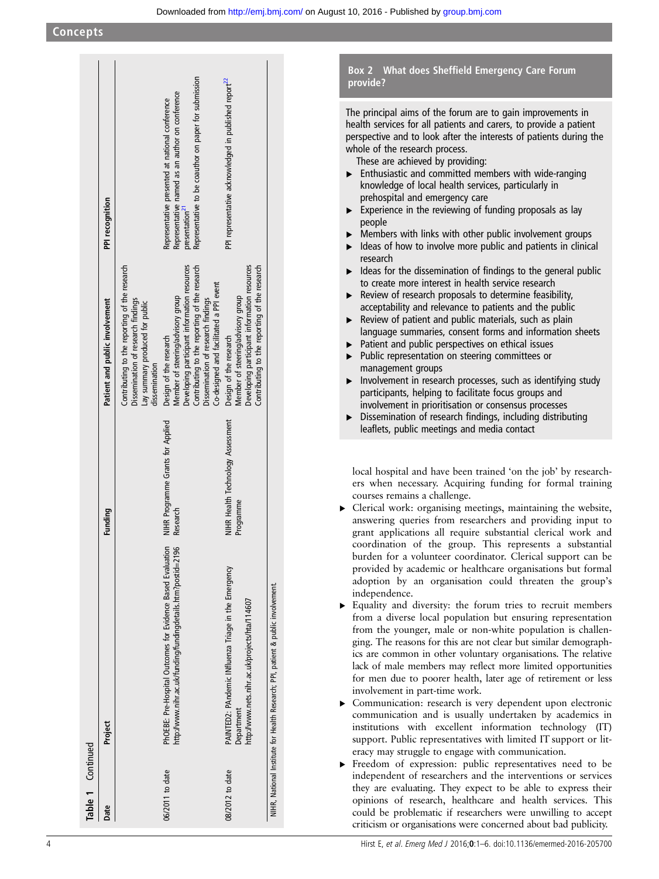Table 1 Continued

| Date | Project | Funding | Patient and public involvement | PPI recognition |
|---|---|---|---|---|
| | | | Contributing to the reporting of the research<br>Dissemination of research findings<br>Lay summary produced for public dissemination | |
| 06/2011 to date | PhOEBE: Pre-Hospital Outcomes for Evidence Based Evaluation http://www.nihr.ac.uk/funding/fundingdetails.htm?postid=2196 | NIHR Programme Grants for Applied Research | Design of the research<br>Member of steering/advisory group<br>Developing participant information resources<br>Contributing to the reporting of the research<br>Dissemination of research findings<br>Co-designed and facilitated a PPI event | Representative presented at national conference<br>Representative named as an author on conference presentation[21]<br>Representative to be coauthor on paper for submission |
| 08/2012 to date | PAINTED2: PAndemic INfluenza Triage in the Emergency Department http://www.nets.nihr.ac.uk/projects/hta/114607 | NIHR Health Technology Assessment Programme | Design of the research<br>Member of steering/advisory group<br>Developing participant information resources<br>Contributing to the reporting of the research | PPI representative acknowledged in published report[22] |

NIHR, National Institute for Health Research; PPI, patient & public involvement.

## Box 2 What does Sheffield Emergency Care Forum provide?

The principal aims of the forum are to gain improvements in health services for all patients and carers, to provide a patient perspective and to look after the interests of patients during the whole of the research process.

These are achieved by providing:

- Enthusiastic and committed members with wide-ranging knowledge of local health services, particularly in prehospital and emergency care
- Experience in the reviewing of funding proposals as lay people
- Members with links with other public involvement groups
- Ideas of how to involve more public and patients in clinical research
- Ideas for the dissemination of findings to the general public to create more interest in health service research
- Review of research proposals to determine feasibility, acceptability and relevance to patients and the public
- Review of patient and public materials, such as plain language summaries, consent forms and information sheets
- Patient and public perspectives on ethical issues
- Public representation on steering committees or management groups
- Involvement in research processes, such as identifying study participants, helping to facilitate focus groups and involvement in prioritisation or consensus processes
- Dissemination of research findings, including distributing leaflets, public meetings and media contact

local hospital and have been trained 'on the job' by researchers when necessary. Acquiring funding for formal training courses remains a challenge.

- Clerical work: organising meetings, maintaining the website, answering queries from researchers and providing input to grant applications all require substantial clerical work and coordination of the group. This represents a substantial burden for a volunteer coordinator. Clerical support can be provided by academic or healthcare organisations but formal adoption by an organisation could threaten the group's independence.
- Equality and diversity: the forum tries to recruit members from a diverse local population but ensuring representation from the younger, male or non-white population is challenging. The reasons for this are not clear but similar demographics are common in other voluntary organisations. The relative lack of male members may reflect more limited opportunities for men due to poorer health, later age of retirement or less involvement in part-time work.
- Communication: research is very dependent upon electronic communication and is usually undertaken by academics in institutions with excellent information technology (IT) support. Public representatives with limited IT support or literacy may struggle to engage with communication.
- Freedom of expression: public representatives need to be independent of researchers and the interventions or services they are evaluating. They expect to be able to express their opinions of research, healthcare and health services. This could be problematic if researchers were unwilling to accept criticism or organisations were concerned about bad publicity.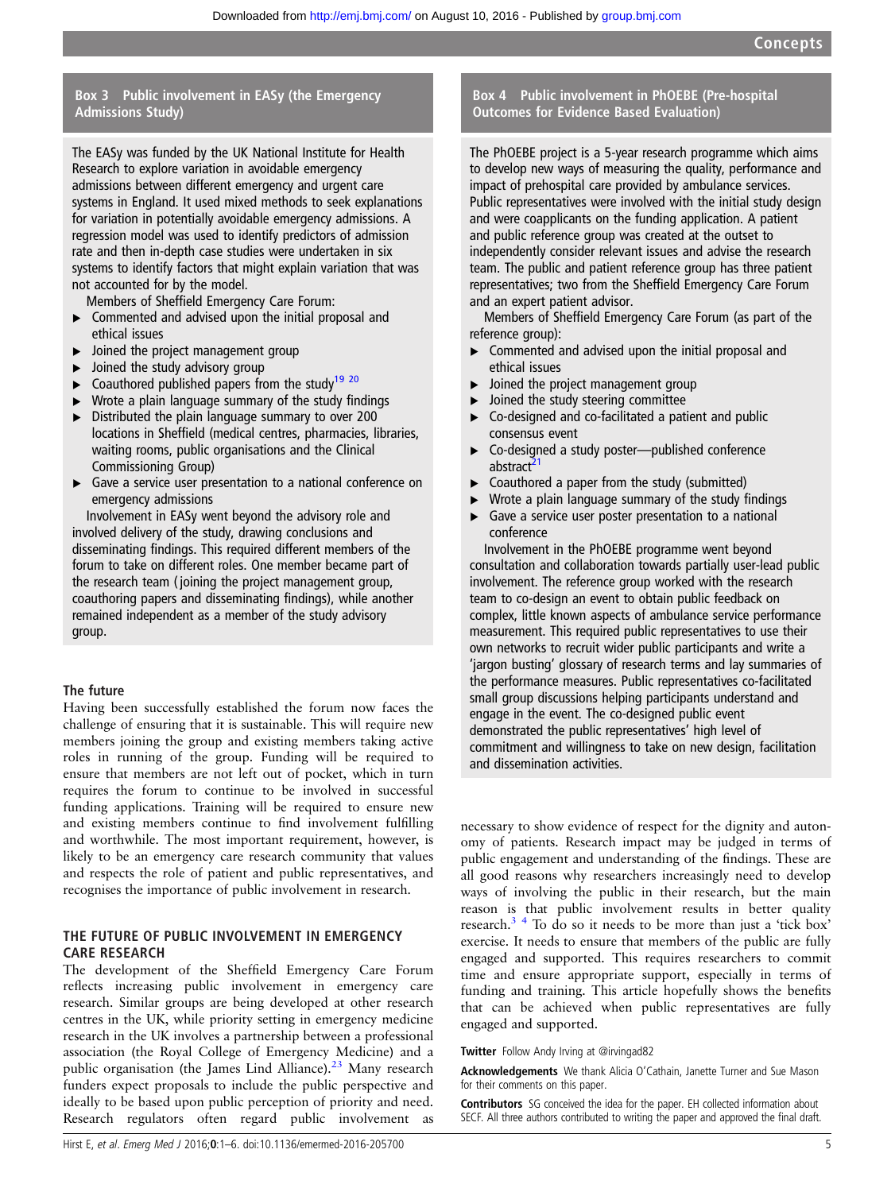### Box 3 Public involvement in EASy (the Emergency Admissions Study)

The EASy was funded by the UK National Institute for Health Research to explore variation in avoidable emergency admissions between different emergency and urgent care systems in England. It used mixed methods to seek explanations for variation in potentially avoidable emergency admissions. A regression model was used to identify predictors of admission rate and then in-depth case studies were undertaken in six systems to identify factors that might explain variation that was not accounted for by the model.

Members of Sheffield Emergency Care Forum:

- Commented and advised upon the initial proposal and ethical issues
- Joined the project management group
- Joined the study advisory group
- Coauthored published papers from the study[19 20]
- Wrote a plain language summary of the study findings
- Distributed the plain language summary to over 200 locations in Sheffield (medical centres, pharmacies, libraries, waiting rooms, public organisations and the Clinical Commissioning Group)
- Gave a service user presentation to a national conference on emergency admissions

Involvement in EASy went beyond the advisory role and involved delivery of the study, drawing conclusions and disseminating findings. This required different members of the forum to take on different roles. One member became part of the research team (joining the project management group, coauthoring papers and disseminating findings), while another remained independent as a member of the study advisory group.

### The future

Having been successfully established the forum now faces the challenge of ensuring that it is sustainable. This will require new members joining the group and existing members taking active roles in running of the group. Funding will be required to ensure that members are not left out of pocket, which in turn requires the forum to continue to be involved in successful funding applications. Training will be required to ensure new and existing members continue to find involvement fulfilling and worthwhile. The most important requirement, however, is likely to be an emergency care research community that values and respects the role of patient and public representatives, and recognises the importance of public involvement in research.

## THE FUTURE OF PUBLIC INVOLVEMENT IN EMERGENCY CARE RESEARCH

The development of the Sheffield Emergency Care Forum reflects increasing public involvement in emergency care research. Similar groups are being developed at other research centres in the UK, while priority setting in emergency medicine research in the UK involves a partnership between a professional association (the Royal College of Emergency Medicine) and a public organisation (the James Lind Alliance).[23] Many research funders expect proposals to include the public perspective and ideally to be based upon public perception of priority and need. Research regulators often regard public involvement as

### Box 4 Public involvement in PhOEBE (Pre-hospital Outcomes for Evidence Based Evaluation)

The PhOEBE project is a 5-year research programme which aims to develop new ways of measuring the quality, performance and impact of prehospital care provided by ambulance services. Public representatives were involved with the initial study design and were coapplicants on the funding application. A patient and public reference group was created at the outset to independently consider relevant issues and advise the research team. The public and patient reference group has three patient representatives; two from the Sheffield Emergency Care Forum and an expert patient advisor.

Members of Sheffield Emergency Care Forum (as part of the reference group):

- Commented and advised upon the initial proposal and ethical issues
- Joined the project management group
- Joined the study steering committee
- Co-designed and co-facilitated a patient and public consensus event
- Co-designed a study poster—published conference abstract[21]
- Coauthored a paper from the study (submitted)
- Wrote a plain language summary of the study findings
- Gave a service user poster presentation to a national conference

Involvement in the PhOEBE programme went beyond consultation and collaboration towards partially user-lead public involvement. The reference group worked with the research team to co-design an event to obtain public feedback on complex, little known aspects of ambulance service performance measurement. This required public representatives to use their own networks to recruit wider public participants and write a 'jargon busting' glossary of research terms and lay summaries of the performance measures. Public representatives co-facilitated small group discussions helping participants understand and engage in the event. The co-designed public event demonstrated the public representatives' high level of commitment and willingness to take on new design, facilitation and dissemination activities.

necessary to show evidence of respect for the dignity and autonomy of patients. Research impact may be judged in terms of public engagement and understanding of the findings. These are all good reasons why researchers increasingly need to develop ways of involving the public in their research, but the main reason is that public involvement results in better quality research.[3 4] To do so it needs to be more than just a 'tick box' exercise. It needs to ensure that members of the public are fully engaged and supported. This requires researchers to commit time and ensure appropriate support, especially in terms of funding and training. This article hopefully shows the benefits that can be achieved when public representatives are fully engaged and supported.

**Twitter** Follow Andy Irving at @irvingad82

**Acknowledgements** We thank Alicia O'Cathain, Janette Turner and Sue Mason for their comments on this paper.

**Contributors** SG conceived the idea for the paper. EH collected information about SECF. All three authors contributed to writing the paper and approved the final draft.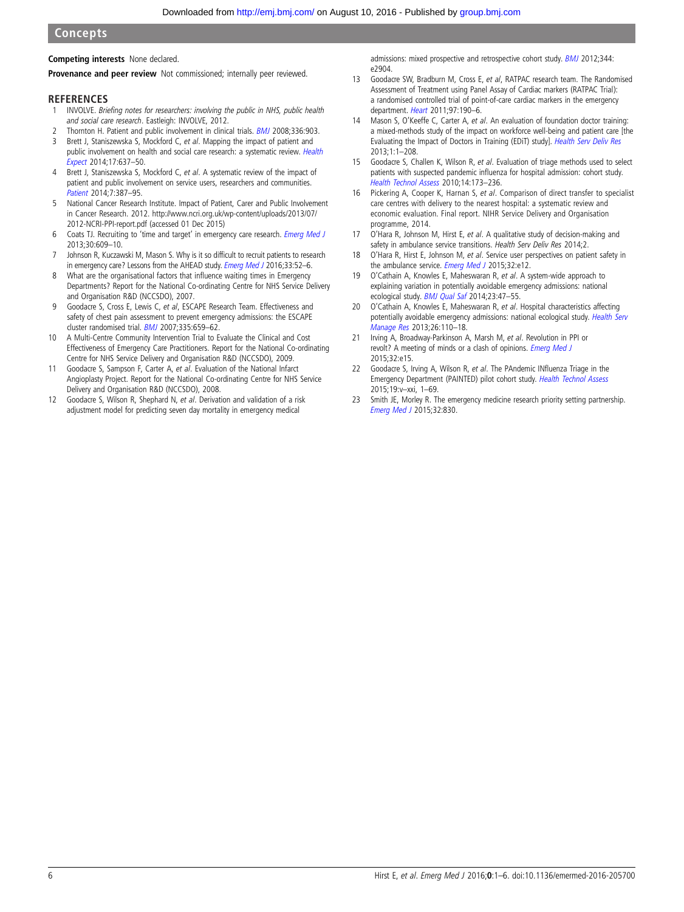**Competing interests** None declared.

**Provenance and peer review** Not commissioned; internally peer reviewed.

## REFERENCES

1. INVOLVE. *Briefing notes for researchers: involving the public in NHS, public health and social care research*. Eastleigh: INVOLVE, 2012.
2. Thornton H. Patient and public involvement in clinical trials. *BMJ* 2008;336:903.
3. Brett J, Staniszewska S, Mockford C, *et al*. Mapping the impact of patient and public involvement on health and social care research: a systematic review. *Health Expect* 2014;17:637–50.
4. Brett J, Staniszewska S, Mockford C, *et al*. A systematic review of the impact of patient and public involvement on service users, researchers and communities. *Patient* 2014;7:387–95.
5. National Cancer Research Institute. Impact of Patient, Carer and Public Involvement in Cancer Research. 2012. http://www.ncri.org.uk/wp-content/uploads/2013/07/2012-NCRI-PPI-report.pdf (accessed 01 Dec 2015)
6. Coats TJ. Recruiting to 'time and target' in emergency care research. *Emerg Med J* 2013;30:609–10.
7. Johnson R, Kuczawski M, Mason S. Why is it so difficult to recruit patients to research in emergency care? Lessons from the AHEAD study. *Emerg Med J* 2016;33:52–6.
8. What are the organisational factors that influence waiting times in Emergency Departments? Report for the National Co-ordinating Centre for NHS Service Delivery and Organisation R&D (NCCSDO), 2007.
9. Goodacre S, Cross E, Lewis C, *et al*, ESCAPE Research Team. Effectiveness and safety of chest pain assessment to prevent emergency admissions: the ESCAPE cluster randomised trial. *BMJ* 2007;335:659–62.
10. A Multi-Centre Community Intervention Trial to Evaluate the Clinical and Cost Effectiveness of Emergency Care Practitioners. Report for the National Co-ordinating Centre for NHS Service Delivery and Organisation R&D (NCCSDO), 2009.
11. Goodacre S, Sampson F, Carter A, *et al*. Evaluation of the National Infarct Angioplasty Project. Report for the National Co-ordinating Centre for NHS Service Delivery and Organisation R&D (NCCSDO), 2008.
12. Goodacre S, Wilson R, Shephard N, *et al*. Derivation and validation of a risk adjustment model for predicting seven day mortality in emergency medical admissions: mixed prospective and retrospective cohort study. *BMJ* 2012;344:e2904.
13. Goodacre SW, Bradburn M, Cross E, *et al*, RATPAC research team. The Randomised Assessment of Treatment using Panel Assay of Cardiac markers (RATPAC Trial): a randomised controlled trial of point-of-care cardiac markers in the emergency department. *Heart* 2011;97:190–6.
14. Mason S, O'Keeffe C, Carter A, *et al*. An evaluation of foundation doctor training: a mixed-methods study of the impact on workforce well-being and patient care [the Evaluating the Impact of Doctors in Training (EDiT) study]. *Health Serv Deliv Res* 2013;1:1–208.
15. Goodacre S, Challen K, Wilson R, *et al*. Evaluation of triage methods used to select patients with suspected pandemic influenza for hospital admission: cohort study. *Health Technol Assess* 2010;14:173–236.
16. Pickering A, Cooper K, Harnan S, *et al*. Comparison of direct transfer to specialist care centres with delivery to the nearest hospital: a systematic review and economic evaluation. Final report. NIHR Service Delivery and Organisation programme, 2014.
17. O'Hara R, Johnson M, Hirst E, *et al*. A qualitative study of decision-making and safety in ambulance service transitions. *Health Serv Deliv Res* 2014;2.
18. O'Hara R, Hirst E, Johnson M, *et al*. Service user perspectives on patient safety in the ambulance service. *Emerg Med J* 2015;32:e12.
19. O'Cathain A, Knowles E, Maheswaran R, *et al*. A system-wide approach to explaining variation in potentially avoidable emergency admissions: national ecological study. *BMJ Qual Saf* 2014;23:47–55.
20. O'Cathain A, Knowles E, Maheswaran R, *et al*. Hospital characteristics affecting potentially avoidable emergency admissions: national ecological study. *Health Serv Manage Res* 2013;26:110–18.
21. Irving A, Broadway-Parkinson A, Marsh M, *et al*. Revolution in PPI or revolt? A meeting of minds or a clash of opinions. *Emerg Med J* 2015;32:e15.
22. Goodacre S, Irving A, Wilson R, *et al*. The PAndemic INfluenza Triage in the Emergency Department (PAINTED) pilot cohort study. *Health Technol Assess* 2015;19:v–xxi, 1–69.
23. Smith JE, Morley R. The emergency medicine research priority setting partnership. *Emerg Med J* 2015;32:830.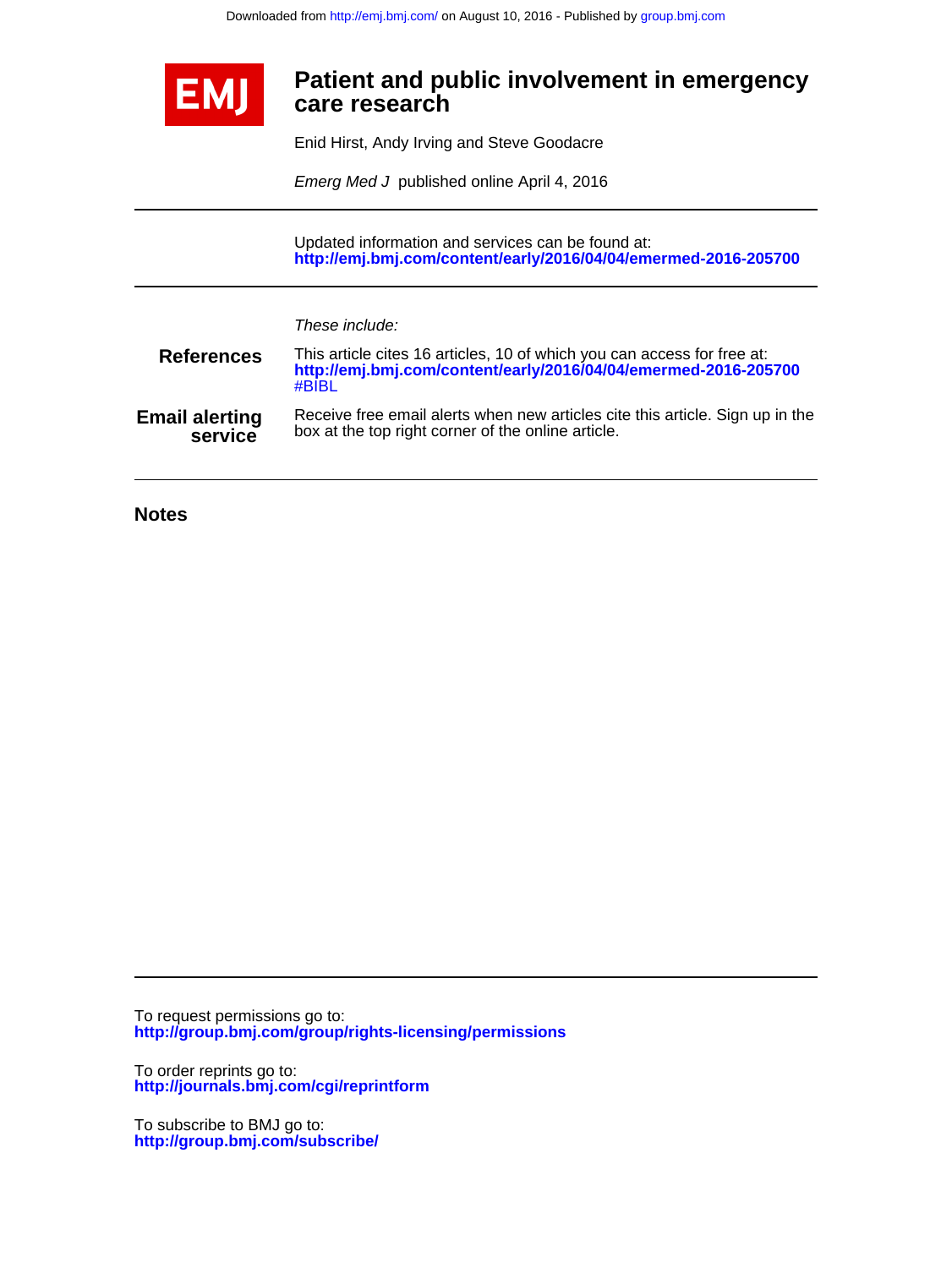Downloaded from http://emj.bmj.com/ on August 10, 2016 - Published by group.bmj.com

EMJ

# Patient and public involvement in emergency care research

Enid Hirst, Andy Irving and Steve Goodacre

*Emerg Med J* published online April 4, 2016

Updated information and services can be found at:
**http://emj.bmj.com/content/early/2016/04/04/emermed-2016-205700**

*These include:*

**References**

This article cites 16 articles, 10 of which you can access for free at:
**http://emj.bmj.com/content/early/2016/04/04/emermed-2016-205700**
#BIBL

**Email alerting service**

Receive free email alerts when new articles cite this article. Sign up in the box at the top right corner of the online article.

## Notes

To request permissions go to:
**http://group.bmj.com/group/rights-licensing/permissions**

To order reprints go to:
**http://journals.bmj.com/cgi/reprintform**

To subscribe to BMJ go to:
**http://group.bmj.com/subscribe/**